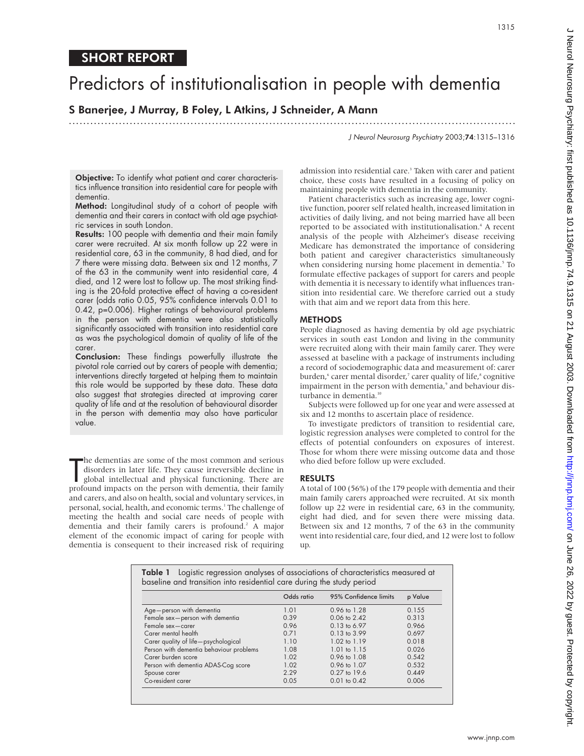SHORT REPORT

# Predictors of institutionalisation in people with dementia

**S Banerjee, J Murray, B Foley, L Atkins, J Schneider, A Mann**

**Objective:** To identify what patient and carer characteristics influence transition into residential care for people with dementia.

**Method:** Longitudinal study of a cohort of people with dementia and their carers in contact with old age psychiatric services in south London.

**Results:** 100 people with dementia and their main family carer were recruited. At six month follow up 22 were in residential care, 63 in the community, 8 had died, and for 7 there were missing data. Between six and 12 months, 7 of the 63 in the community went into residential care, 4 died, and 12 were lost to follow up. The most striking finding is the 20-fold protective effect of having a co-resident carer (odds ratio 0.05, 95% confidence intervals 0.01 to 0.42, p=0.006). Higher ratings of behavioural problems in the person with dementia were also statistically significantly associated with transition into residential care as was the psychological domain of quality of life of the carer.

**Conclusion:** These findings powerfully illustrate the pivotal role carried out by carers of people with dementia; interventions directly targeted at helping them to maintain this role would be supported by these data. These data also suggest that strategies directed at improving carer quality of life and at the resolution of behavioural disorder in the person with dementia may also have particular value.

The dementias are some of the most common and serious disorders in later life. They cause irreversible decline in global intellectual and physical functioning. There are profound impacts on the person with dementia, their family and carers, and also on health, social and voluntary services, in personal, social, health, and economic terms.[1] The challenge of meeting the health and social care needs of people with dementia and their family carers is profound.[2] A major element of the economic impact of caring for people with dementia is consequent to their increased risk of requiring admission into residential care.[3] Taken with carer and patient choice, these costs have resulted in a focusing of policy on maintaining people with dementia in the community.

Patient characteristics such as increasing age, lower cognitive function, poorer self related health, increased limitation in activities of daily living, and not being married have all been reported to be associated with institutionalisation.[4] A recent analysis of the people with Alzheimer's disease receiving Medicare has demonstrated the importance of considering both patient and caregiver characteristics simultaneously when considering nursing home placement in dementia.[5] To formulate effective packages of support for carers and people with dementia it is necessary to identify what influences transition into residential care. We therefore carried out a study with that aim and we report data from this here.

## METHODS

People diagnosed as having dementia by old age psychiatric services in south east London and living in the community were recruited along with their main family carer. They were assessed at baseline with a package of instruments including a record of sociodemographic data and measurement of: carer burden,[6] carer mental disorder,[7] carer quality of life,[8] cognitive impairment in the person with dementia,[9] and behaviour disturbance in dementia.[10]

Subjects were followed up for one year and were assessed at six and 12 months to ascertain place of residence.

To investigate predictors of transition to residential care, logistic regression analyses were completed to control for the effects of potential confounders on exposures of interest. Those for whom there were missing outcome data and those who died before follow up were excluded.

## RESULTS

A total of 100 (56%) of the 179 people with dementia and their main family carers approached were recruited. At six month follow up 22 were in residential care, 63 in the community, eight had died, and for seven there were missing data. Between six and 12 months, 7 of the 63 in the community went into residential care, four died, and 12 were lost to follow up.

**Table 1** Logistic regression analyses of associations of characteristics measured at baseline and transition into residential care during the study period

| | Odds ratio | 95% Confidence limits | p Value |
|---|---|---|---|
| Age—person with dementia | 1.01 | 0.96 to 1.28 | 0.155 |
| Female sex—person with dementia | 0.39 | 0.06 to 2.42 | 0.313 |
| Female sex—carer | 0.96 | 0.13 to 6.97 | 0.966 |
| Carer mental health | 0.71 | 0.13 to 3.99 | 0.697 |
| Carer quality of life—psychological | 1.10 | 1.02 to 1.19 | 0.018 |
| Person with dementia behaviour problems | 1.08 | 1.01 to 1.15 | 0.026 |
| Carer burden score | 1.02 | 0.96 to 1.08 | 0.542 |
| Person with dementia ADAS-Cog score | 1.02 | 0.96 to 1.07 | 0.532 |
| Spouse carer | 2.29 | 0.27 to 19.6 | 0.449 |
| Co-resident carer | 0.05 | 0.01 to 0.42 | 0.006 |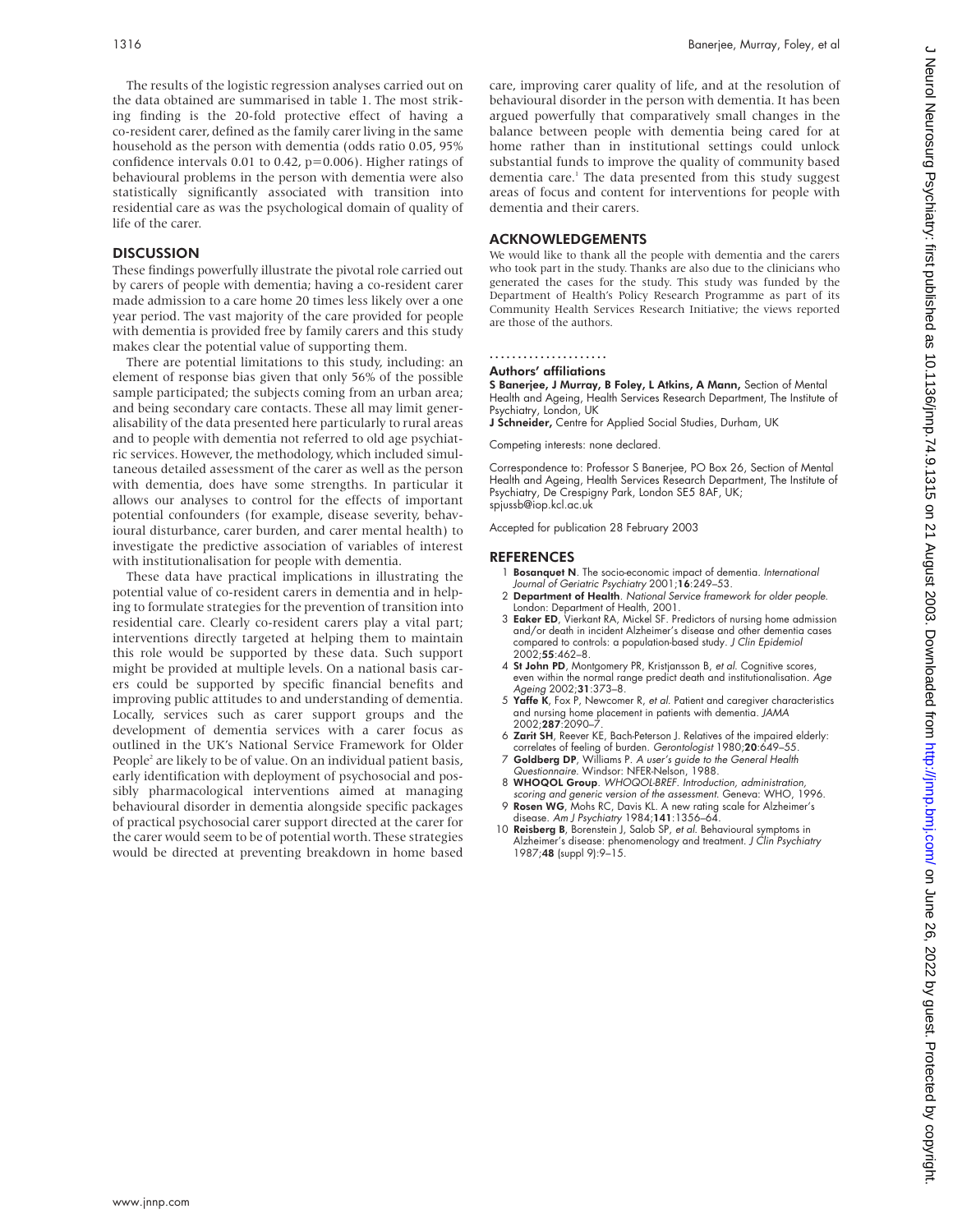The results of the logistic regression analyses carried out on the data obtained are summarised in table 1. The most striking finding is the 20-fold protective effect of having a co-resident carer, defined as the family carer living in the same household as the person with dementia (odds ratio 0.05, 95% confidence intervals 0.01 to 0.42, p=0.006). Higher ratings of behavioural problems in the person with dementia were also statistically significantly associated with transition into residential care as was the psychological domain of quality of life of the carer.

## DISCUSSION

These findings powerfully illustrate the pivotal role carried out by carers of people with dementia; having a co-resident carer made admission to a care home 20 times less likely over a one year period. The vast majority of the care provided for people with dementia is provided free by family carers and this study makes clear the potential value of supporting them.

There are potential limitations to this study, including: an element of response bias given that only 56% of the possible sample participated; the subjects coming from an urban area; and being secondary care contacts. These all may limit generalisability of the data presented here particularly to rural areas and to people with dementia not referred to old age psychiatric services. However, the methodology, which included simultaneous detailed assessment of the carer as well as the person with dementia, does have some strengths. In particular it allows our analyses to control for the effects of important potential confounders (for example, disease severity, behavioural disturbance, carer burden, and carer mental health) to investigate the predictive association of variables of interest with institutionalisation for people with dementia.

These data have practical implications in illustrating the potential value of co-resident carers in dementia and in helping to formulate strategies for the prevention of transition into residential care. Clearly co-resident carers play a vital part; interventions directly targeted at helping them to maintain this role would be supported by these data. Such support might be provided at multiple levels. On a national basis carers could be supported by specific financial benefits and improving public attitudes to and understanding of dementia. Locally, services such as carer support groups and the development of dementia services with a carer focus as outlined in the UK's National Service Framework for Older People[2] are likely to be of value. On an individual patient basis, early identification with deployment of psychosocial and possibly pharmacological interventions aimed at managing behavioural disorder in dementia alongside specific packages of practical psychosocial carer support directed at the carer for the carer would seem to be of potential worth. These strategies would be directed at preventing breakdown in home based care, improving carer quality of life, and at the resolution of behavioural disorder in the person with dementia. It has been argued powerfully that comparatively small changes in the balance between people with dementia being cared for at home rather than in institutional settings could unlock substantial funds to improve the quality of community based dementia care.[1] The data presented from this study suggest areas of focus and content for interventions for people with dementia and their carers.

## ACKNOWLEDGEMENTS

We would like to thank all the people with dementia and the carers who took part in the study. Thanks are also due to the clinicians who generated the cases for the study. This study was funded by the Department of Health's Policy Research Programme as part of its Community Health Services Research Initiative; the views reported are those of the authors.

### Authors' affiliations

**S Banerjee, J Murray, B Foley, L Atkins, A Mann,** Section of Mental Health and Ageing, Health Services Research Department, The Institute of Psychiatry, London, UK

**J Schneider,** Centre for Applied Social Studies, Durham, UK

Competing interests: none declared.

Correspondence to: Professor S Banerjee, PO Box 26, Section of Mental Health and Ageing, Health Services Research Department, The Institute of Psychiatry, De Crespigny Park, London SE5 8AF, UK; spjussb@iop.kcl.ac.uk

Accepted for publication 28 February 2003

## REFERENCES

1. **Bosanquet N**. The socio-economic impact of dementia. *International Journal of Geriatric Psychiatry* 2001;**16**:249–53.
2. **Department of Health**. *National Service framework for older people.* London: Department of Health, 2001.
3. **Eaker ED**, Vierkant RA, Mickel SF. Predictors of nursing home admission and/or death in incident Alzheimer's disease and other dementia cases compared to controls: a population-based study. *J Clin Epidemiol* 2002;**55**:462–8.
4. **St John PD**, Montgomery PR, Kristjansson B, *et al.* Cognitive scores, even within the normal range predict death and institutionalisation. *Age Ageing* 2002;**31**:373–8.
5. **Yaffe K**, Fox P, Newcomer R, *et al.* Patient and caregiver characteristics and nursing home placement in patients with dementia. *JAMA* 2002;**287**:2090–7.
6. **Zarit SH**, Reever KE, Bach-Peterson J. Relatives of the impaired elderly: correlates of feeling of burden. *Gerontologist* 1980;**20**:649–55.
7. **Goldberg DP**, Williams P. *A user's guide to the General Health Questionnaire.* Windsor: NFER-Nelson, 1988.
8. **WHOQOL Group**. *WHOQOL-BREF. Introduction, administration, scoring and generic version of the assessment.* Geneva: WHO, 1996.
9. **Rosen WG**, Mohs RC, Davis KL. A new rating scale for Alzheimer's disease. *Am J Psychiatry* 1984;**141**:1356–64.
10. **Reisberg B**, Borenstein J, Salob SP, *et al.* Behavioural symptoms in Alzheimer's disease: phenomenology and treatment. *J Clin Psychiatry* 1987;**48** (suppl 9):9–15.